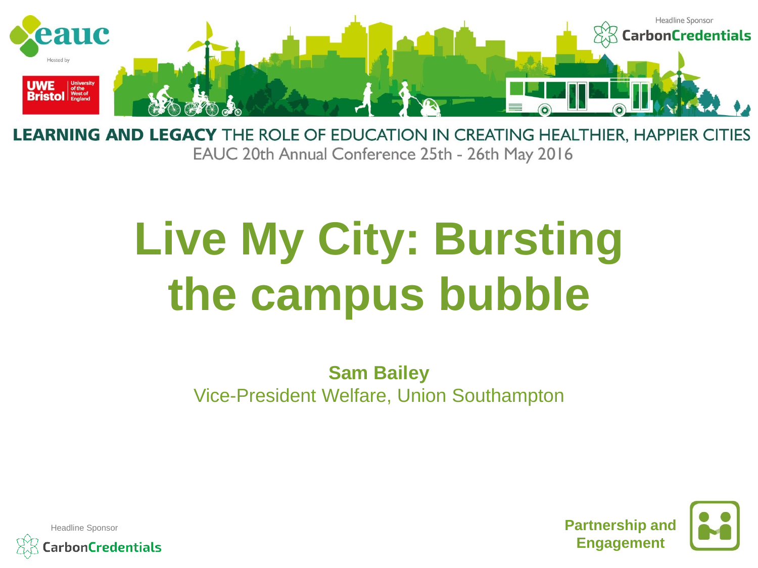**LEARNING AND LEGACY** THE ROLE OF EDUCATION IN CREATING HEALTHIER, HAPPIER CITIES

EAUC 20th Annual Conference 25th - 26th May 2016

# Live My City: Bursting the campus bubble

**Sam Bailey**

Vice-President Welfare, Union Southampton

Headline Sponsor CarbonCredentials

**Partnership and Engagement**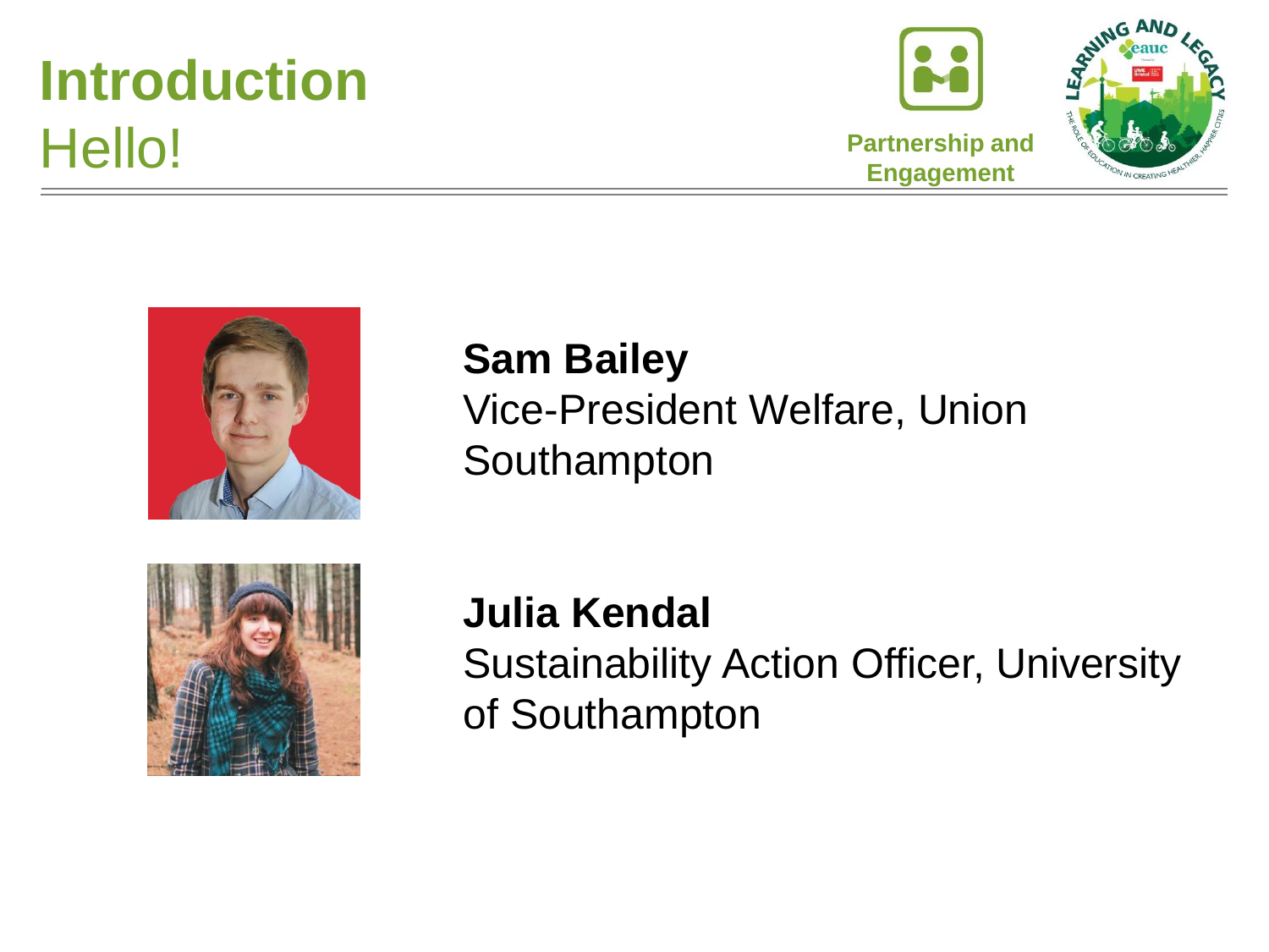# Introduction

## Hello!

Partnership and Engagement

**Sam Bailey**
Vice-President Welfare, Union Southampton

**Julia Kendal**
Sustainability Action Officer, University of Southampton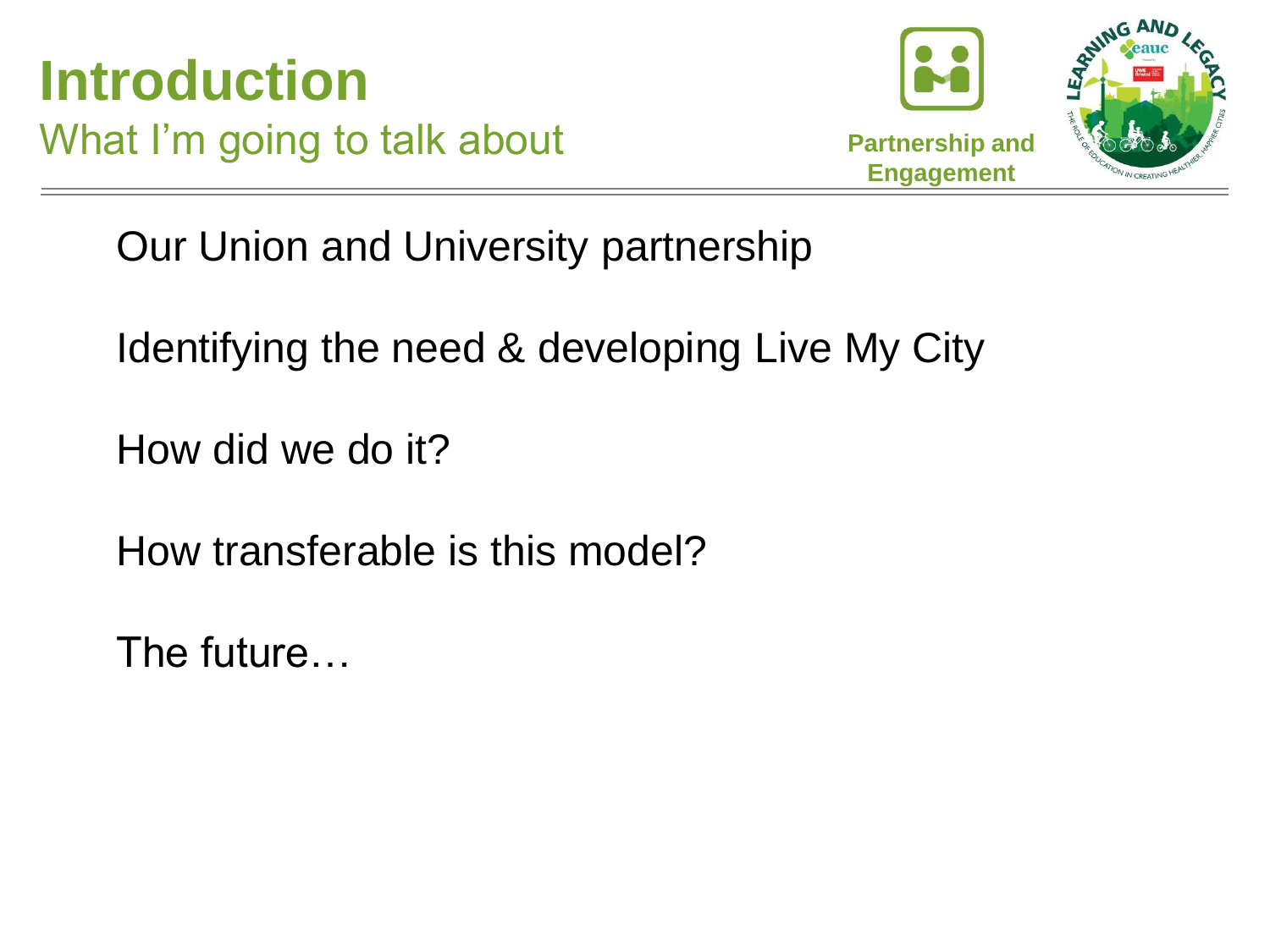# Introduction

## What I'm going to talk about

Partnership and Engagement

Our Union and University partnership

Identifying the need & developing Live My City

How did we do it?

How transferable is this model?

The future…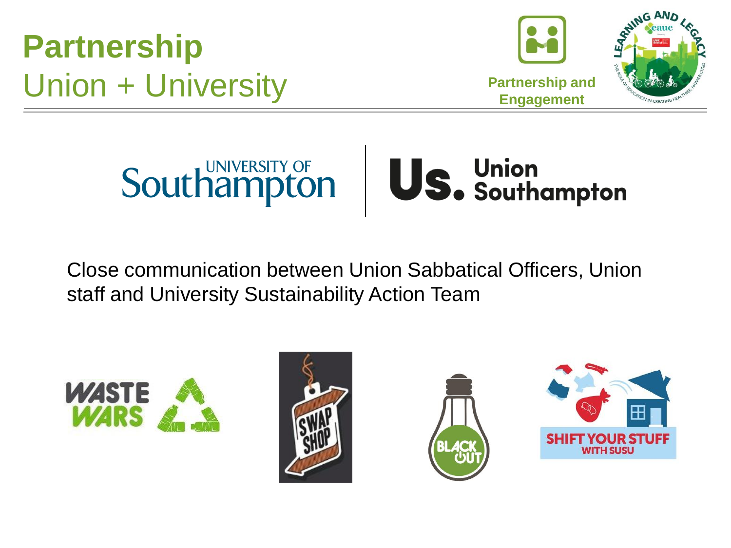# Partnership
## Union + University

Partnership and Engagement

Close communication between Union Sabbatical Officers, Union staff and University Sustainability Action Team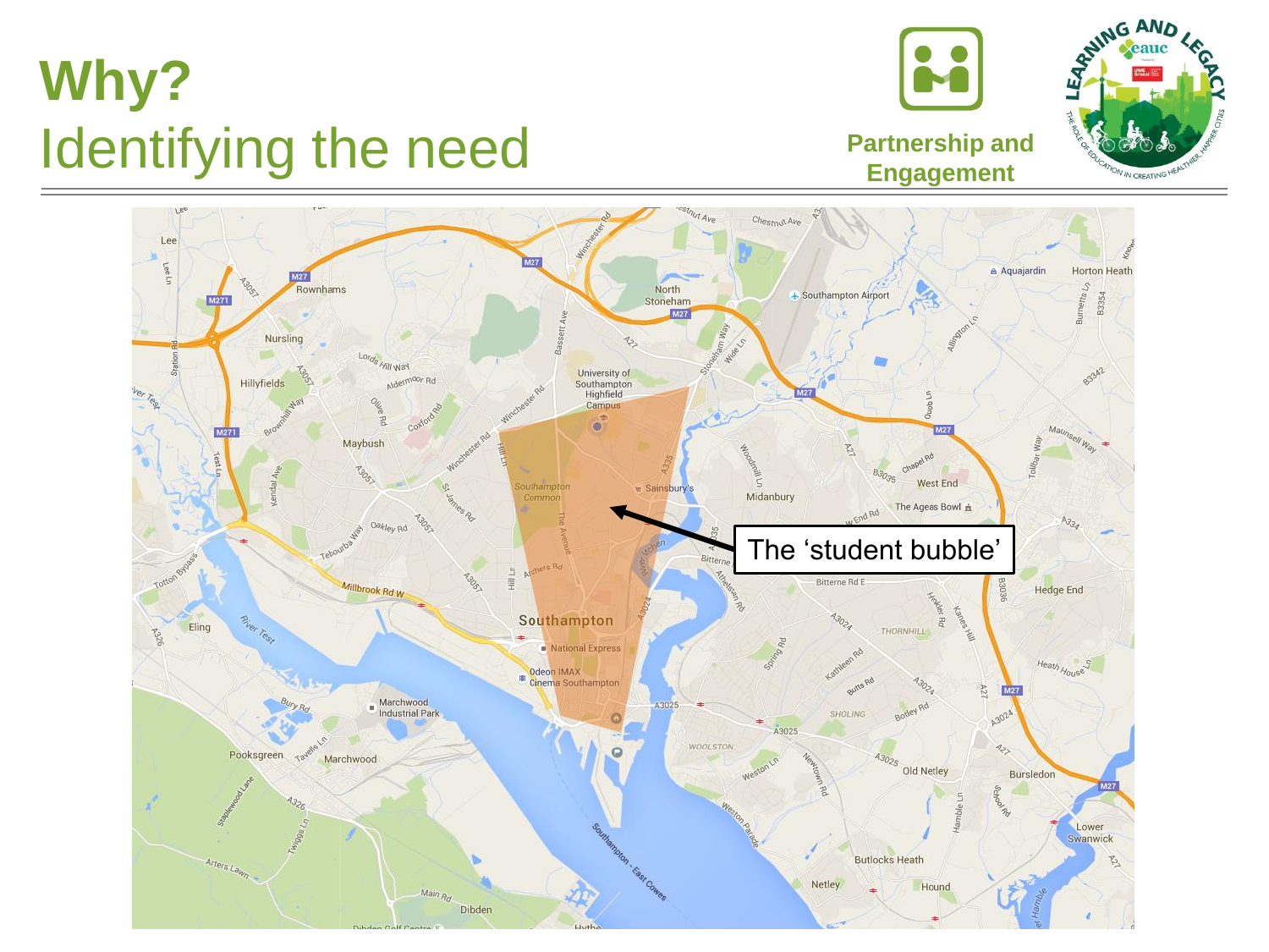# Why?
## Identifying the need

Partnership and Engagement

The 'student bubble'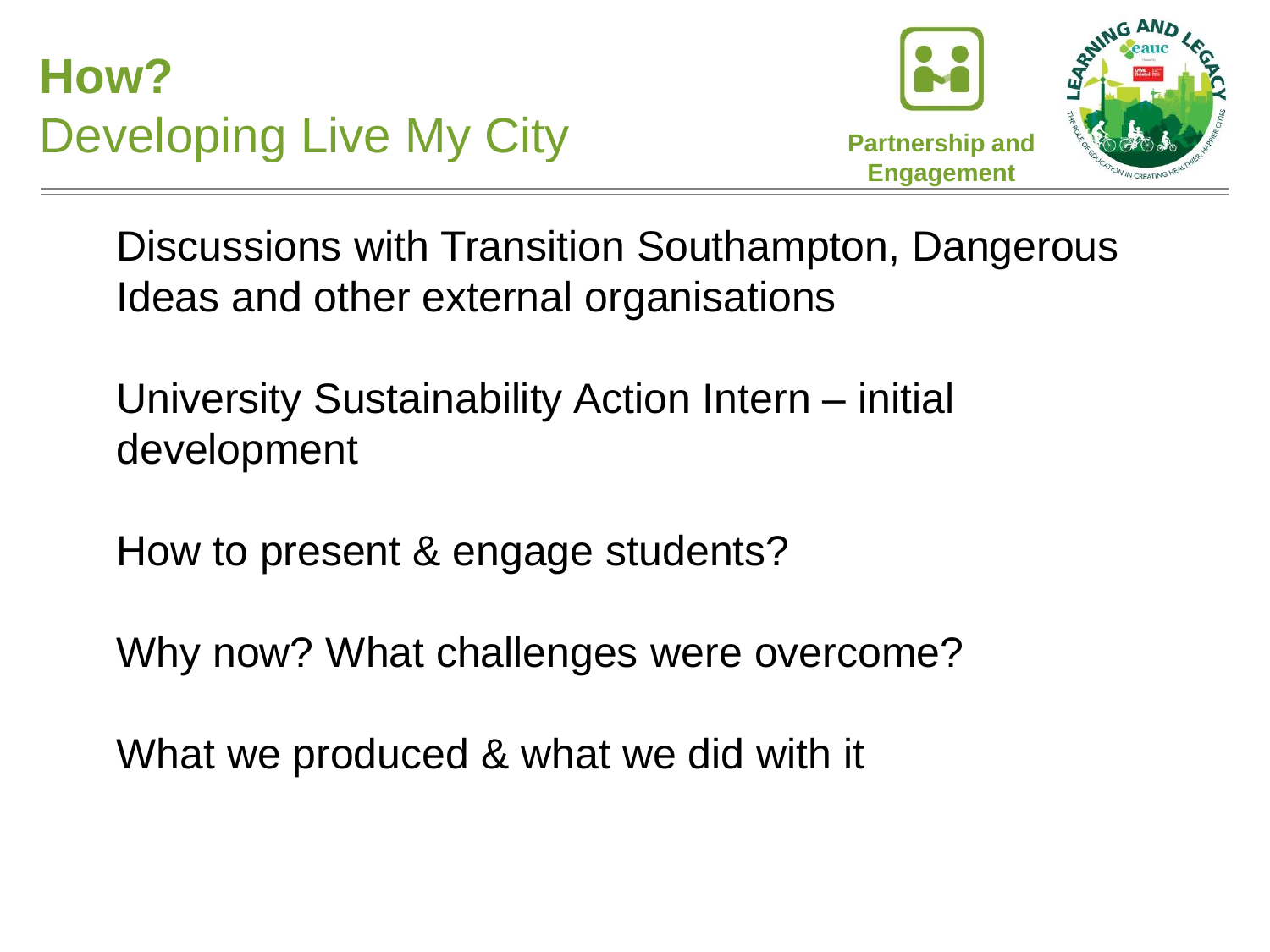# How?

## Developing Live My City

Partnership and Engagement

Discussions with Transition Southampton, Dangerous Ideas and other external organisations

University Sustainability Action Intern – initial development

How to present & engage students?

Why now? What challenges were overcome?

What we produced & what we did with it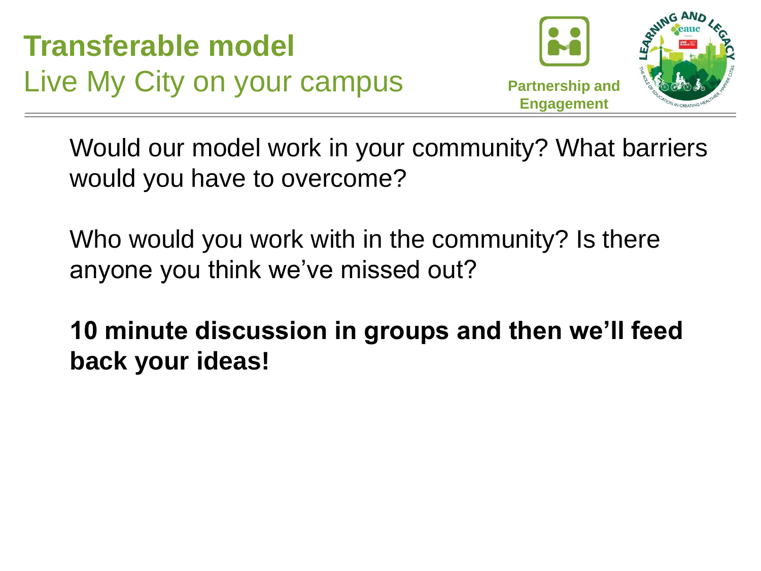# Transferable model

## Live My City on your campus

Partnership and Engagement

Would our model work in your community? What barriers would you have to overcome?

Who would you work with in the community? Is there anyone you think we've missed out?

**10 minute discussion in groups and then we'll feed back your ideas!**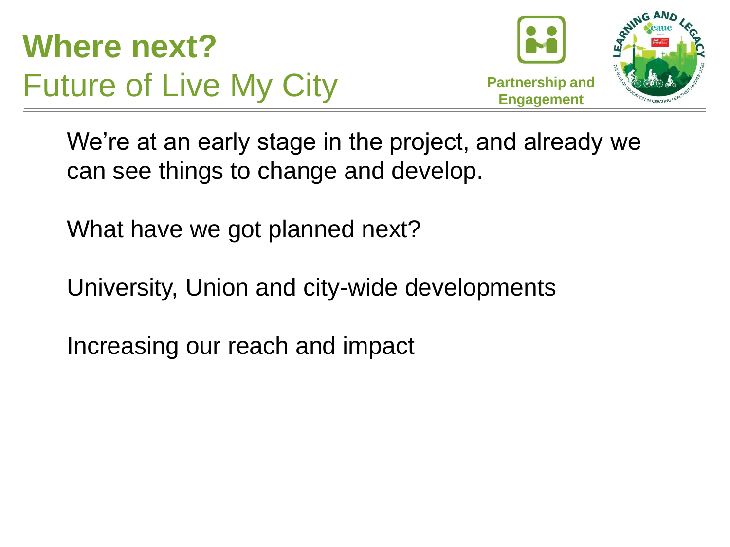# Where next?

## Future of Live My City

Partnership and Engagement

We're at an early stage in the project, and already we can see things to change and develop.

What have we got planned next?

University, Union and city-wide developments

Increasing our reach and impact